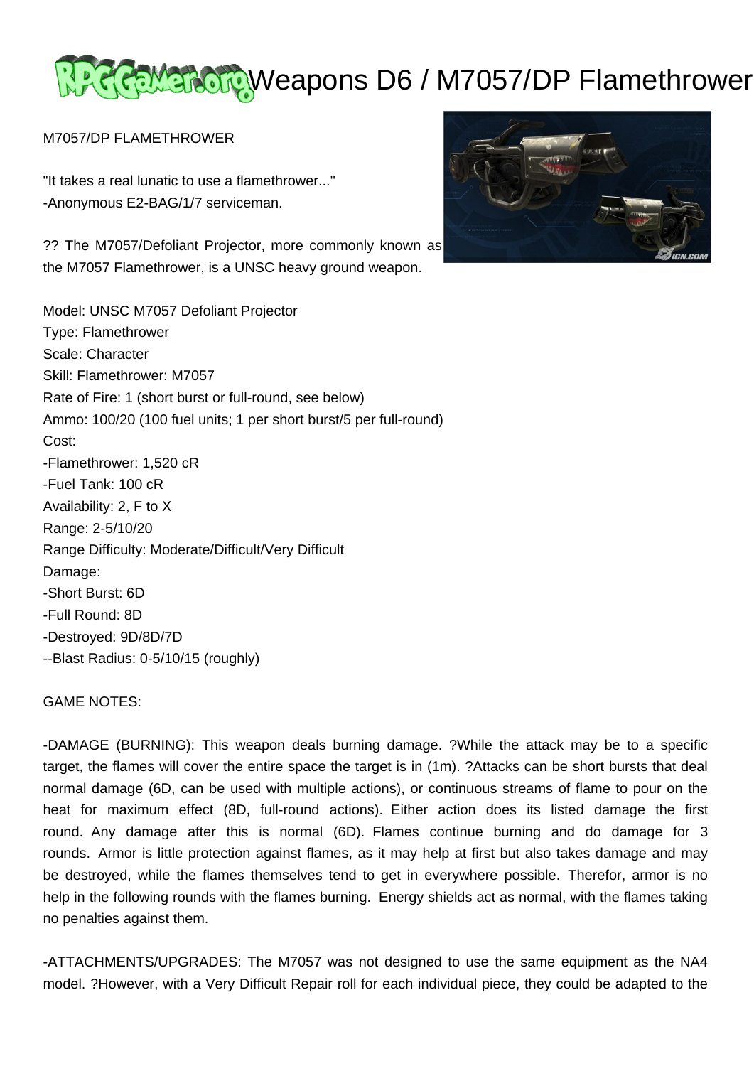# Weapons D6 / M7057/DP Flamethrower

M7057/DP FLAMETHROWER

"It takes a real lunatic to use a flamethrower..."
-Anonymous E2-BAG/1/7 serviceman.

?? The M7057/Defoliant Projector, more commonly known as the M7057 Flamethrower, is a UNSC heavy ground weapon.

Model: UNSC M7057 Defoliant Projector
Type: Flamethrower
Scale: Character
Skill: Flamethrower: M7057
Rate of Fire: 1 (short burst or full-round, see below)
Ammo: 100/20 (100 fuel units; 1 per short burst/5 per full-round)
Cost:
-Flamethrower: 1,520 cR
-Fuel Tank: 100 cR
Availability: 2, F to X
Range: 2-5/10/20
Range Difficulty: Moderate/Difficult/Very Difficult
Damage:
-Short Burst: 6D
-Full Round: 8D
-Destroyed: 9D/8D/7D
--Blast Radius: 0-5/10/15 (roughly)

GAME NOTES:

-DAMAGE (BURNING): This weapon deals burning damage. ?While the attack may be to a specific target, the flames will cover the entire space the target is in (1m). ?Attacks can be short bursts that deal normal damage (6D, can be used with multiple actions), or continuous streams of flame to pour on the heat for maximum effect (8D, full-round actions). Either action does its listed damage the first round. Any damage after this is normal (6D). Flames continue burning and do damage for 3 rounds. Armor is little protection against flames, as it may help at first but also takes damage and may be destroyed, while the flames themselves tend to get in everywhere possible. Therefor, armor is no help in the following rounds with the flames burning. Energy shields act as normal, with the flames taking no penalties against them.

-ATTACHMENTS/UPGRADES: The M7057 was not designed to use the same equipment as the NA4 model. ?However, with a Very Difficult Repair roll for each individual piece, they could be adapted to the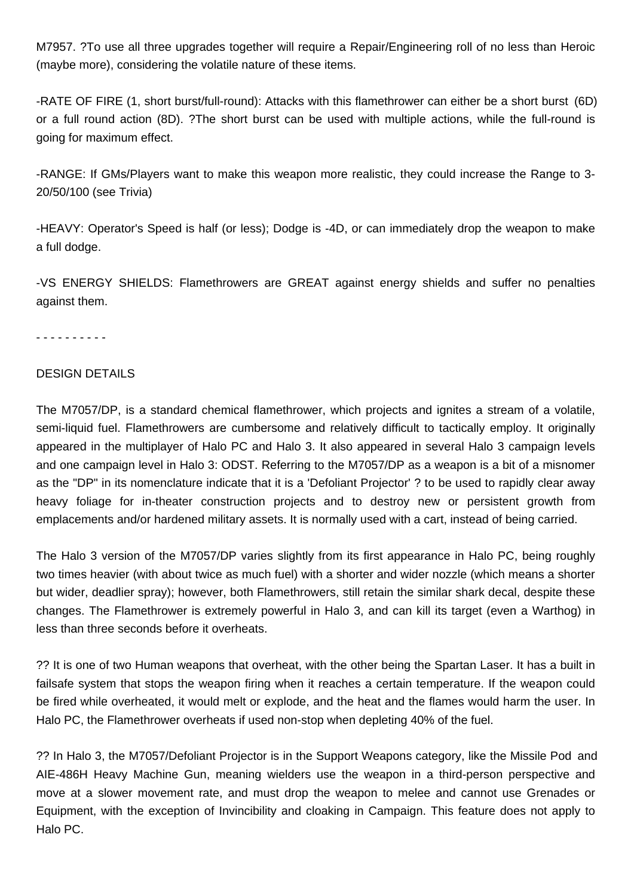M7957. ?To use all three upgrades together will require a Repair/Engineering roll of no less than Heroic (maybe more), considering the volatile nature of these items.

-RATE OF FIRE (1, short burst/full-round): Attacks with this flamethrower can either be a short burst (6D) or a full round action (8D). ?The short burst can be used with multiple actions, while the full-round is going for maximum effect.

-RANGE: If GMs/Players want to make this weapon more realistic, they could increase the Range to 3-20/50/100 (see Trivia)

-HEAVY: Operator's Speed is half (or less); Dodge is -4D, or can immediately drop the weapon to make a full dodge.

-VS ENERGY SHIELDS: Flamethrowers are GREAT against energy shields and suffer no penalties against them.

- - - - - - - - - -

DESIGN DETAILS

The M7057/DP, is a standard chemical flamethrower, which projects and ignites a stream of a volatile, semi-liquid fuel. Flamethrowers are cumbersome and relatively difficult to tactically employ. It originally appeared in the multiplayer of Halo PC and Halo 3. It also appeared in several Halo 3 campaign levels and one campaign level in Halo 3: ODST. Referring to the M7057/DP as a weapon is a bit of a misnomer as the "DP" in its nomenclature indicate that it is a 'Defoliant Projector' ? to be used to rapidly clear away heavy foliage for in-theater construction projects and to destroy new or persistent growth from emplacements and/or hardened military assets. It is normally used with a cart, instead of being carried.

The Halo 3 version of the M7057/DP varies slightly from its first appearance in Halo PC, being roughly two times heavier (with about twice as much fuel) with a shorter and wider nozzle (which means a shorter but wider, deadlier spray); however, both Flamethrowers, still retain the similar shark decal, despite these changes. The Flamethrower is extremely powerful in Halo 3, and can kill its target (even a Warthog) in less than three seconds before it overheats.

?? It is one of two Human weapons that overheat, with the other being the Spartan Laser. It has a built in failsafe system that stops the weapon firing when it reaches a certain temperature. If the weapon could be fired while overheated, it would melt or explode, and the heat and the flames would harm the user. In Halo PC, the Flamethrower overheats if used non-stop when depleting 40% of the fuel.

?? In Halo 3, the M7057/Defoliant Projector is in the Support Weapons category, like the Missile Pod and AIE-486H Heavy Machine Gun, meaning wielders use the weapon in a third-person perspective and move at a slower movement rate, and must drop the weapon to melee and cannot use Grenades or Equipment, with the exception of Invincibility and cloaking in Campaign. This feature does not apply to Halo PC.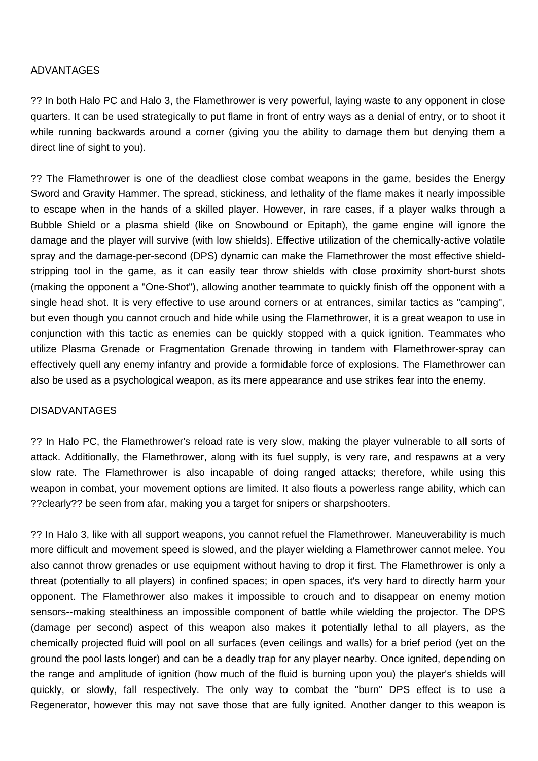ADVANTAGES

?? In both Halo PC and Halo 3, the Flamethrower is very powerful, laying waste to any opponent in close quarters. It can be used strategically to put flame in front of entry ways as a denial of entry, or to shoot it while running backwards around a corner (giving you the ability to damage them but denying them a direct line of sight to you).

?? The Flamethrower is one of the deadliest close combat weapons in the game, besides the Energy Sword and Gravity Hammer. The spread, stickiness, and lethality of the flame makes it nearly impossible to escape when in the hands of a skilled player. However, in rare cases, if a player walks through a Bubble Shield or a plasma shield (like on Snowbound or Epitaph), the game engine will ignore the damage and the player will survive (with low shields). Effective utilization of the chemically-active volatile spray and the damage-per-second (DPS) dynamic can make the Flamethrower the most effective shield-stripping tool in the game, as it can easily tear throw shields with close proximity short-burst shots (making the opponent a "One-Shot"), allowing another teammate to quickly finish off the opponent with a single head shot. It is very effective to use around corners or at entrances, similar tactics as "camping", but even though you cannot crouch and hide while using the Flamethrower, it is a great weapon to use in conjunction with this tactic as enemies can be quickly stopped with a quick ignition. Teammates who utilize Plasma Grenade or Fragmentation Grenade throwing in tandem with Flamethrower-spray can effectively quell any enemy infantry and provide a formidable force of explosions. The Flamethrower can also be used as a psychological weapon, as its mere appearance and use strikes fear into the enemy.

DISADVANTAGES

?? In Halo PC, the Flamethrower's reload rate is very slow, making the player vulnerable to all sorts of attack. Additionally, the Flamethrower, along with its fuel supply, is very rare, and respawns at a very slow rate. The Flamethrower is also incapable of doing ranged attacks; therefore, while using this weapon in combat, your movement options are limited. It also flouts a powerless range ability, which can ??clearly?? be seen from afar, making you a target for snipers or sharpshooters.

?? In Halo 3, like with all support weapons, you cannot refuel the Flamethrower. Maneuverability is much more difficult and movement speed is slowed, and the player wielding a Flamethrower cannot melee. You also cannot throw grenades or use equipment without having to drop it first. The Flamethrower is only a threat (potentially to all players) in confined spaces; in open spaces, it's very hard to directly harm your opponent. The Flamethrower also makes it impossible to crouch and to disappear on enemy motion sensors--making stealthiness an impossible component of battle while wielding the projector. The DPS (damage per second) aspect of this weapon also makes it potentially lethal to all players, as the chemically projected fluid will pool on all surfaces (even ceilings and walls) for a brief period (yet on the ground the pool lasts longer) and can be a deadly trap for any player nearby. Once ignited, depending on the range and amplitude of ignition (how much of the fluid is burning upon you) the player's shields will quickly, or slowly, fall respectively. The only way to combat the "burn" DPS effect is to use a Regenerator, however this may not save those that are fully ignited. Another danger to this weapon is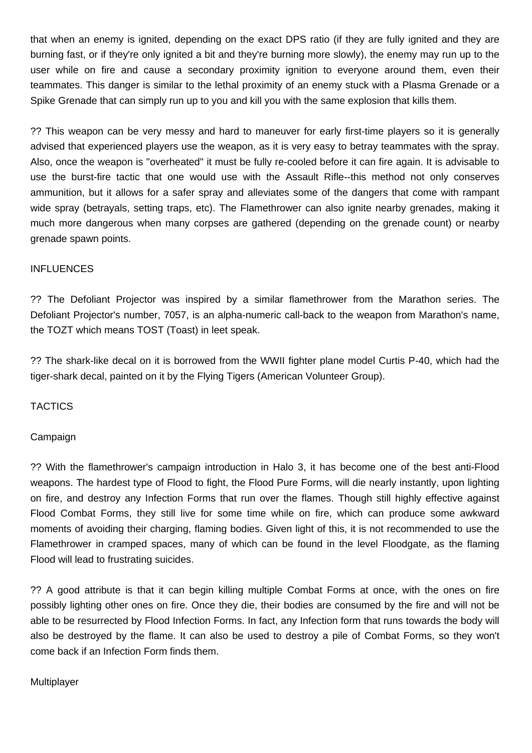that when an enemy is ignited, depending on the exact DPS ratio (if they are fully ignited and they are burning fast, or if they're only ignited a bit and they're burning more slowly), the enemy may run up to the user while on fire and cause a secondary proximity ignition to everyone around them, even their teammates. This danger is similar to the lethal proximity of an enemy stuck with a Plasma Grenade or a Spike Grenade that can simply run up to you and kill you with the same explosion that kills them.

?? This weapon can be very messy and hard to maneuver for early first-time players so it is generally advised that experienced players use the weapon, as it is very easy to betray teammates with the spray. Also, once the weapon is "overheated" it must be fully re-cooled before it can fire again. It is advisable to use the burst-fire tactic that one would use with the Assault Rifle--this method not only conserves ammunition, but it allows for a safer spray and alleviates some of the dangers that come with rampant wide spray (betrayals, setting traps, etc). The Flamethrower can also ignite nearby grenades, making it much more dangerous when many corpses are gathered (depending on the grenade count) or nearby grenade spawn points.

## INFLUENCES

?? The Defoliant Projector was inspired by a similar flamethrower from the Marathon series. The Defoliant Projector's number, 7057, is an alpha-numeric call-back to the weapon from Marathon's name, the TOZT which means TOST (Toast) in leet speak.

?? The shark-like decal on it is borrowed from the WWII fighter plane model Curtis P-40, which had the tiger-shark decal, painted on it by the Flying Tigers (American Volunteer Group).

## TACTICS

### Campaign

?? With the flamethrower's campaign introduction in Halo 3, it has become one of the best anti-Flood weapons. The hardest type of Flood to fight, the Flood Pure Forms, will die nearly instantly, upon lighting on fire, and destroy any Infection Forms that run over the flames. Though still highly effective against Flood Combat Forms, they still live for some time while on fire, which can produce some awkward moments of avoiding their charging, flaming bodies. Given light of this, it is not recommended to use the Flamethrower in cramped spaces, many of which can be found in the level Floodgate, as the flaming Flood will lead to frustrating suicides.

?? A good attribute is that it can begin killing multiple Combat Forms at once, with the ones on fire possibly lighting other ones on fire. Once they die, their bodies are consumed by the fire and will not be able to be resurrected by Flood Infection Forms. In fact, any Infection form that runs towards the body will also be destroyed by the flame. It can also be used to destroy a pile of Combat Forms, so they won't come back if an Infection Form finds them.

### Multiplayer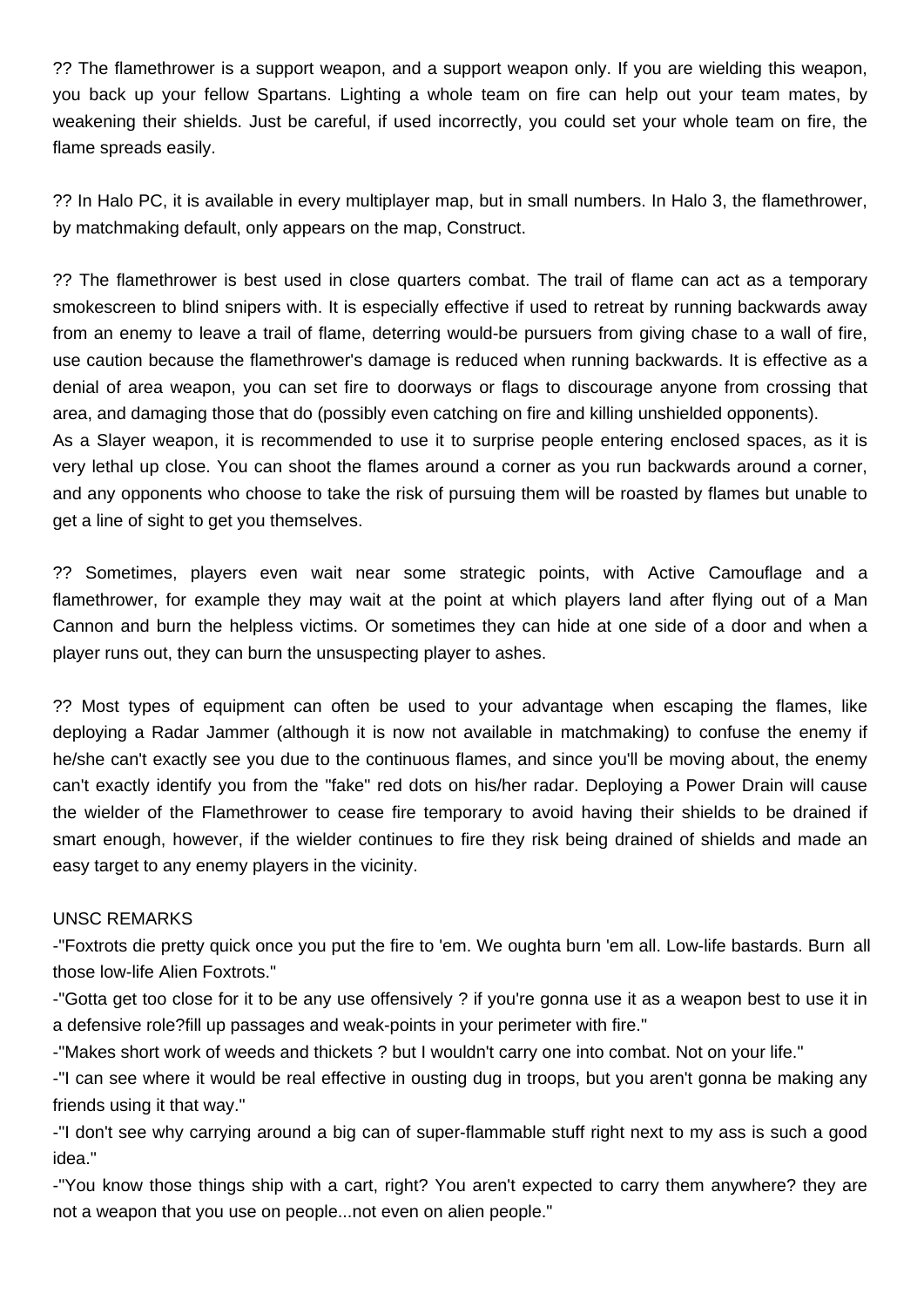?? The flamethrower is a support weapon, and a support weapon only. If you are wielding this weapon, you back up your fellow Spartans. Lighting a whole team on fire can help out your team mates, by weakening their shields. Just be careful, if used incorrectly, you could set your whole team on fire, the flame spreads easily.

?? In Halo PC, it is available in every multiplayer map, but in small numbers. In Halo 3, the flamethrower, by matchmaking default, only appears on the map, Construct.

?? The flamethrower is best used in close quarters combat. The trail of flame can act as a temporary smokescreen to blind snipers with. It is especially effective if used to retreat by running backwards away from an enemy to leave a trail of flame, deterring would-be pursuers from giving chase to a wall of fire, use caution because the flamethrower's damage is reduced when running backwards. It is effective as a denial of area weapon, you can set fire to doorways or flags to discourage anyone from crossing that area, and damaging those that do (possibly even catching on fire and killing unshielded opponents).
As a Slayer weapon, it is recommended to use it to surprise people entering enclosed spaces, as it is very lethal up close. You can shoot the flames around a corner as you run backwards around a corner, and any opponents who choose to take the risk of pursuing them will be roasted by flames but unable to get a line of sight to get you themselves.

?? Sometimes, players even wait near some strategic points, with Active Camouflage and a flamethrower, for example they may wait at the point at which players land after flying out of a Man Cannon and burn the helpless victims. Or sometimes they can hide at one side of a door and when a player runs out, they can burn the unsuspecting player to ashes.

?? Most types of equipment can often be used to your advantage when escaping the flames, like deploying a Radar Jammer (although it is now not available in matchmaking) to confuse the enemy if he/she can't exactly see you due to the continuous flames, and since you'll be moving about, the enemy can't exactly identify you from the "fake" red dots on his/her radar. Deploying a Power Drain will cause the wielder of the Flamethrower to cease fire temporary to avoid having their shields to be drained if smart enough, however, if the wielder continues to fire they risk being drained of shields and made an easy target to any enemy players in the vicinity.

UNSC REMARKS

-"Foxtrots die pretty quick once you put the fire to 'em. We oughta burn 'em all. Low-life bastards. Burn all those low-life Alien Foxtrots."

-"Gotta get too close for it to be any use offensively ? if you're gonna use it as a weapon best to use it in a defensive role?fill up passages and weak-points in your perimeter with fire."

-"Makes short work of weeds and thickets ? but I wouldn't carry one into combat. Not on your life."

-"I can see where it would be real effective in ousting dug in troops, but you aren't gonna be making any friends using it that way."

-"I don't see why carrying around a big can of super-flammable stuff right next to my ass is such a good idea."

-"You know those things ship with a cart, right? You aren't expected to carry them anywhere? they are not a weapon that you use on people...not even on alien people."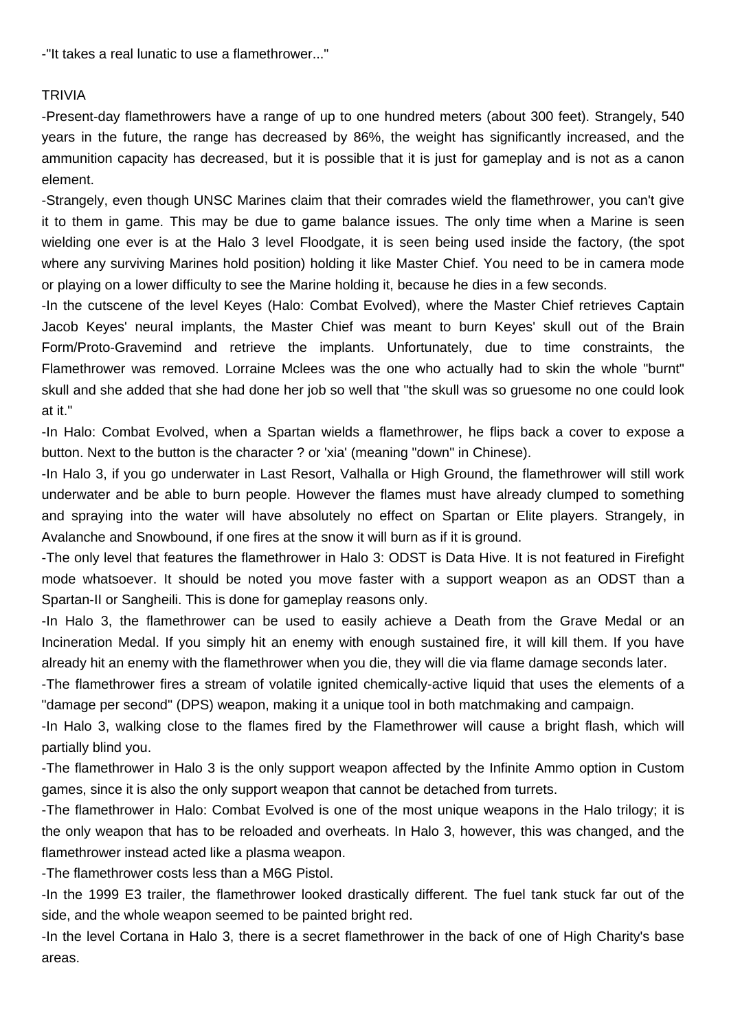-"It takes a real lunatic to use a flamethrower..."

TRIVIA

-Present-day flamethrowers have a range of up to one hundred meters (about 300 feet). Strangely, 540 years in the future, the range has decreased by 86%, the weight has significantly increased, and the ammunition capacity has decreased, but it is possible that it is just for gameplay and is not as a canon element.

-Strangely, even though UNSC Marines claim that their comrades wield the flamethrower, you can't give it to them in game. This may be due to game balance issues. The only time when a Marine is seen wielding one ever is at the Halo 3 level Floodgate, it is seen being used inside the factory, (the spot where any surviving Marines hold position) holding it like Master Chief. You need to be in camera mode or playing on a lower difficulty to see the Marine holding it, because he dies in a few seconds.

-In the cutscene of the level Keyes (Halo: Combat Evolved), where the Master Chief retrieves Captain Jacob Keyes' neural implants, the Master Chief was meant to burn Keyes' skull out of the Brain Form/Proto-Gravemind and retrieve the implants. Unfortunately, due to time constraints, the Flamethrower was removed. Lorraine Mclees was the one who actually had to skin the whole "burnt" skull and she added that she had done her job so well that "the skull was so gruesome no one could look at it."

-In Halo: Combat Evolved, when a Spartan wields a flamethrower, he flips back a cover to expose a button. Next to the button is the character ? or 'xia' (meaning "down" in Chinese).

-In Halo 3, if you go underwater in Last Resort, Valhalla or High Ground, the flamethrower will still work underwater and be able to burn people. However the flames must have already clumped to something and spraying into the water will have absolutely no effect on Spartan or Elite players. Strangely, in Avalanche and Snowbound, if one fires at the snow it will burn as if it is ground.

-The only level that features the flamethrower in Halo 3: ODST is Data Hive. It is not featured in Firefight mode whatsoever. It should be noted you move faster with a support weapon as an ODST than a Spartan-II or Sangheili. This is done for gameplay reasons only.

-In Halo 3, the flamethrower can be used to easily achieve a Death from the Grave Medal or an Incineration Medal. If you simply hit an enemy with enough sustained fire, it will kill them. If you have already hit an enemy with the flamethrower when you die, they will die via flame damage seconds later.

-The flamethrower fires a stream of volatile ignited chemically-active liquid that uses the elements of a "damage per second" (DPS) weapon, making it a unique tool in both matchmaking and campaign.

-In Halo 3, walking close to the flames fired by the Flamethrower will cause a bright flash, which will partially blind you.

-The flamethrower in Halo 3 is the only support weapon affected by the Infinite Ammo option in Custom games, since it is also the only support weapon that cannot be detached from turrets.

-The flamethrower in Halo: Combat Evolved is one of the most unique weapons in the Halo trilogy; it is the only weapon that has to be reloaded and overheats. In Halo 3, however, this was changed, and the flamethrower instead acted like a plasma weapon.

-The flamethrower costs less than a M6G Pistol.

-In the 1999 E3 trailer, the flamethrower looked drastically different. The fuel tank stuck far out of the side, and the whole weapon seemed to be painted bright red.

-In the level Cortana in Halo 3, there is a secret flamethrower in the back of one of High Charity's base areas.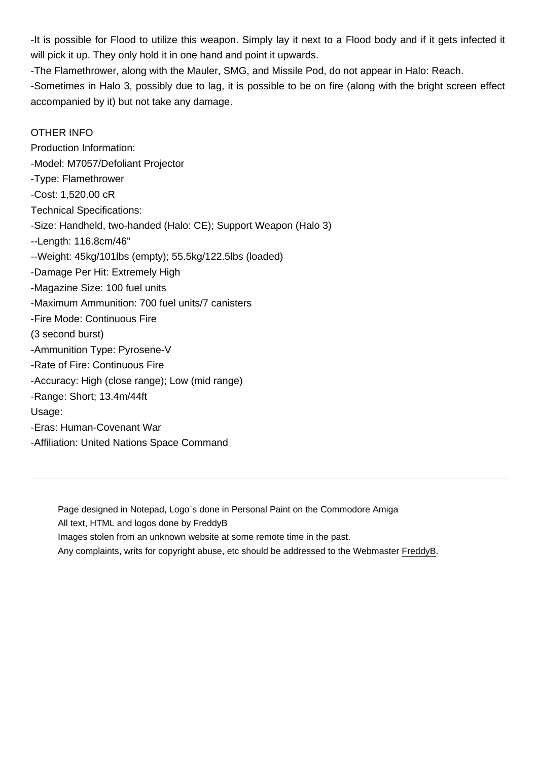-It is possible for Flood to utilize this weapon. Simply lay it next to a Flood body and if it gets infected it will pick it up. They only hold it in one hand and point it upwards.
-The Flamethrower, along with the Mauler, SMG, and Missile Pod, do not appear in Halo: Reach.
-Sometimes in Halo 3, possibly due to lag, it is possible to be on fire (along with the bright screen effect accompanied by it) but not take any damage.

OTHER INFO
Production Information:
-Model: M7057/Defoliant Projector
-Type: Flamethrower
-Cost: 1,520.00 cR
Technical Specifications:
-Size: Handheld, two-handed (Halo: CE); Support Weapon (Halo 3)
--Length: 116.8cm/46"
--Weight: 45kg/101lbs (empty); 55.5kg/122.5lbs (loaded)
-Damage Per Hit: Extremely High
-Magazine Size: 100 fuel units
-Maximum Ammunition: 700 fuel units/7 canisters
-Fire Mode: Continuous Fire
(3 second burst)
-Ammunition Type: Pyrosene-V
-Rate of Fire: Continuous Fire
-Accuracy: High (close range); Low (mid range)
-Range: Short; 13.4m/44ft
Usage:
-Eras: Human-Covenant War
-Affiliation: United Nations Space Command

---

Page designed in Notepad, Logo`s done in Personal Paint on the Commodore Amiga
All text, HTML and logos done by FreddyB
Images stolen from an unknown website at some remote time in the past.
Any complaints, writs for copyright abuse, etc should be addressed to the Webmaster FreddyB.